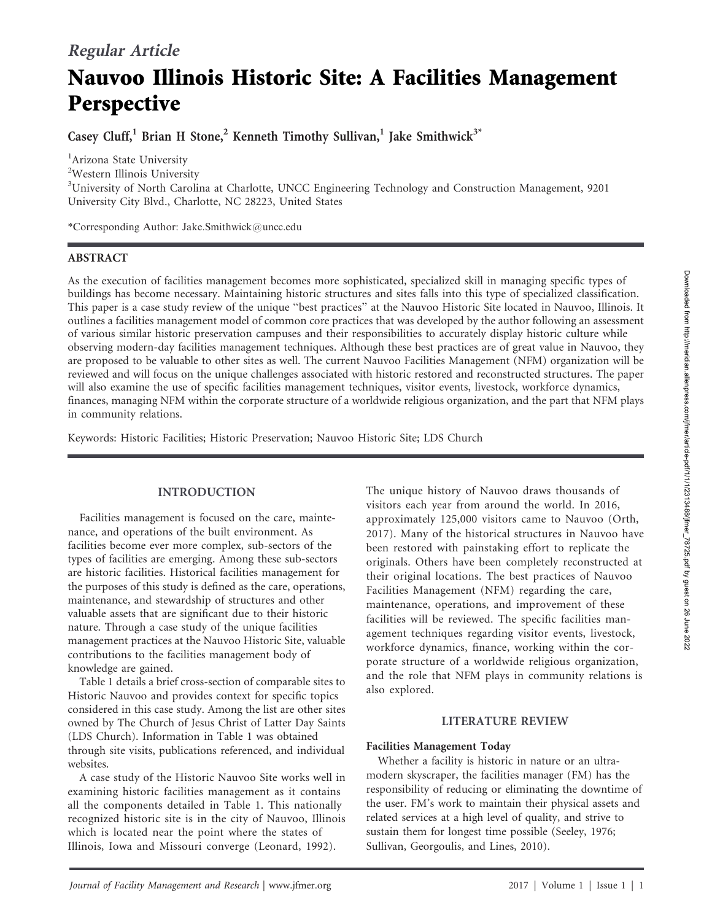*Regular Article*

# Nauvoo Illinois Historic Site: A Facilities Management Perspective

Casey Cluff,[1] Brian H Stone,[2] Kenneth Timothy Sullivan,[1] Jake Smithwick[3*]

[1]Arizona State University

[2]Western Illinois University

[3]University of North Carolina at Charlotte, UNCC Engineering Technology and Construction Management, 9201 University City Blvd., Charlotte, NC 28223, United States

*Corresponding Author: Jake.Smithwick@uncc.edu

## ABSTRACT

As the execution of facilities management becomes more sophisticated, specialized skill in managing specific types of buildings has become necessary. Maintaining historic structures and sites falls into this type of specialized classification. This paper is a case study review of the unique "best practices" at the Nauvoo Historic Site located in Nauvoo, Illinois. It outlines a facilities management model of common core practices that was developed by the author following an assessment of various similar historic preservation campuses and their responsibilities to accurately display historic culture while observing modern-day facilities management techniques. Although these best practices are of great value in Nauvoo, they are proposed to be valuable to other sites as well. The current Nauvoo Facilities Management (NFM) organization will be reviewed and will focus on the unique challenges associated with historic restored and reconstructed structures. The paper will also examine the use of specific facilities management techniques, visitor events, livestock, workforce dynamics, finances, managing NFM within the corporate structure of a worldwide religious organization, and the part that NFM plays in community relations.

Keywords: Historic Facilities; Historic Preservation; Nauvoo Historic Site; LDS Church

## INTRODUCTION

Facilities management is focused on the care, maintenance, and operations of the built environment. As facilities become ever more complex, sub-sectors of the types of facilities are emerging. Among these sub-sectors are historic facilities. Historical facilities management for the purposes of this study is defined as the care, operations, maintenance, and stewardship of structures and other valuable assets that are significant due to their historic nature. Through a case study of the unique facilities management practices at the Nauvoo Historic Site, valuable contributions to the facilities management body of knowledge are gained.

Table 1 details a brief cross-section of comparable sites to Historic Nauvoo and provides context for specific topics considered in this case study. Among the list are other sites owned by The Church of Jesus Christ of Latter Day Saints (LDS Church). Information in Table 1 was obtained through site visits, publications referenced, and individual websites.

A case study of the Historic Nauvoo Site works well in examining historic facilities management as it contains all the components detailed in Table 1. This nationally recognized historic site is in the city of Nauvoo, Illinois which is located near the point where the states of Illinois, Iowa and Missouri converge (Leonard, 1992).

The unique history of Nauvoo draws thousands of visitors each year from around the world. In 2016, approximately 125,000 visitors came to Nauvoo (Orth, 2017). Many of the historical structures in Nauvoo have been restored with painstaking effort to replicate the originals. Others have been completely reconstructed at their original locations. The best practices of Nauvoo Facilities Management (NFM) regarding the care, maintenance, operations, and improvement of these facilities will be reviewed. The specific facilities management techniques regarding visitor events, livestock, workforce dynamics, finance, working within the corporate structure of a worldwide religious organization, and the role that NFM plays in community relations is also explored.

## LITERATURE REVIEW

### Facilities Management Today

Whether a facility is historic in nature or an ultra-modern skyscraper, the facilities manager (FM) has the responsibility of reducing or eliminating the downtime of the user. FM's work to maintain their physical assets and related services at a high level of quality, and strive to sustain them for longest time possible (Seeley, 1976; Sullivan, Georgoulis, and Lines, 2010).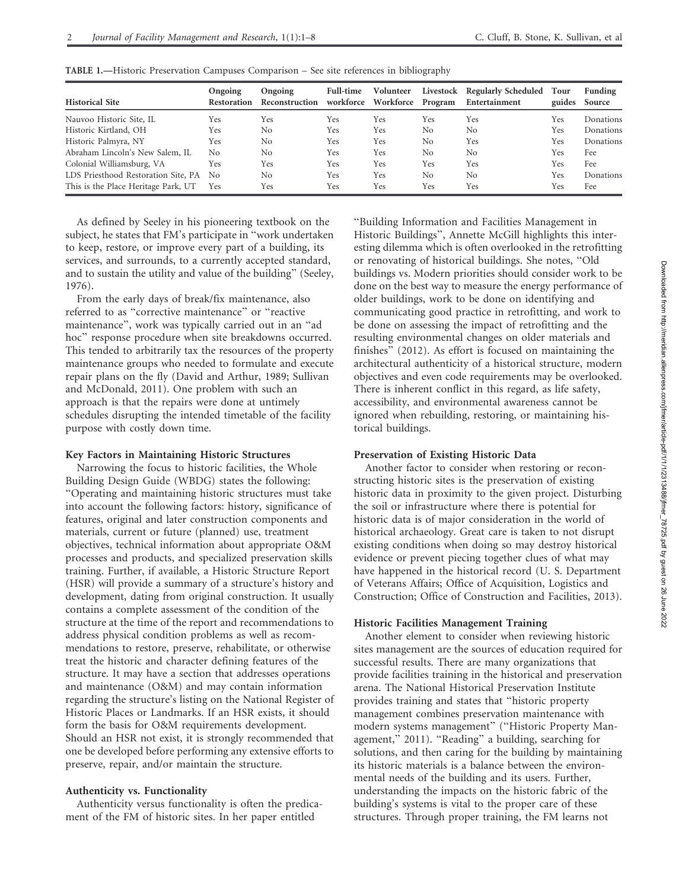**TABLE 1.**—Historic Preservation Campuses Comparison – See site references in bibliography

| Historical Site | Ongoing Restoration | Ongoing Reconstruction | Full-time workforce | Volunteer Workforce | Livestock Program | Regularly Scheduled Entertainment | Tour guides | Funding Source |
|---|---|---|---|---|---|---|---|---|
| Nauvoo Historic Site, IL | Yes | Yes | Yes | Yes | Yes | Yes | Yes | Donations |
| Historic Kirtland, OH | Yes | No | Yes | Yes | No | No | Yes | Donations |
| Historic Palmyra, NY | Yes | No | Yes | Yes | No | Yes | Yes | Donations |
| Abraham Lincoln's New Salem, IL | No | No | Yes | Yes | No | No | Yes | Fee |
| Colonial Williamsburg, VA | Yes | Yes | Yes | Yes | Yes | Yes | Yes | Fee |
| LDS Priesthood Restoration Site, PA | No | No | Yes | Yes | No | No | Yes | Donations |
| This is the Place Heritage Park, UT | Yes | Yes | Yes | Yes | Yes | Yes | Yes | Fee |

As defined by Seeley in his pioneering textbook on the subject, he states that FM's participate in "work undertaken to keep, restore, or improve every part of a building, its services, and surrounds, to a currently accepted standard, and to sustain the utility and value of the building" (Seeley, 1976).

From the early days of break/fix maintenance, also referred to as "corrective maintenance" or "reactive maintenance", work was typically carried out in an "ad hoc" response procedure when site breakdowns occurred. This tended to arbitrarily tax the resources of the property maintenance groups who needed to formulate and execute repair plans on the fly (David and Arthur, 1989; Sullivan and McDonald, 2011). One problem with such an approach is that the repairs were done at untimely schedules disrupting the intended timetable of the facility purpose with costly down time.

### Key Factors in Maintaining Historic Structures

Narrowing the focus to historic facilities, the Whole Building Design Guide (WBDG) states the following: "Operating and maintaining historic structures must take into account the following factors: history, significance of features, original and later construction components and materials, current or future (planned) use, treatment objectives, technical information about appropriate O&M processes and products, and specialized preservation skills training. Further, if available, a Historic Structure Report (HSR) will provide a summary of a structure's history and development, dating from original construction. It usually contains a complete assessment of the condition of the structure at the time of the report and recommendations to address physical condition problems as well as recommendations to restore, preserve, rehabilitate, or otherwise treat the historic and character defining features of the structure. It may have a section that addresses operations and maintenance (O&M) and may contain information regarding the structure's listing on the National Register of Historic Places or Landmarks. If an HSR exists, it should form the basis for O&M requirements development. Should an HSR not exist, it is strongly recommended that one be developed before performing any extensive efforts to preserve, repair, and/or maintain the structure.

### Authenticity vs. Functionality

Authenticity versus functionality is often the predicament of the FM of historic sites. In her paper entitled "Building Information and Facilities Management in Historic Buildings", Annette McGill highlights this interesting dilemma which is often overlooked in the retrofitting or renovating of historical buildings. She notes, "Old buildings vs. Modern priorities should consider work to be done on the best way to measure the energy performance of older buildings, work to be done on identifying and communicating good practice in retrofitting, and work to be done on assessing the impact of retrofitting and the resulting environmental changes on older materials and finishes" (2012). As effort is focused on maintaining the architectural authenticity of a historical structure, modern objectives and even code requirements may be overlooked. There is inherent conflict in this regard, as life safety, accessibility, and environmental awareness cannot be ignored when rebuilding, restoring, or maintaining historical buildings.

### Preservation of Existing Historic Data

Another factor to consider when restoring or reconstructing historic sites is the preservation of existing historic data in proximity to the given project. Disturbing the soil or infrastructure where there is potential for historic data is of major consideration in the world of historical archaeology. Great care is taken to not disrupt existing conditions when doing so may destroy historical evidence or prevent piecing together clues of what may have happened in the historical record (U. S. Department of Veterans Affairs; Office of Acquisition, Logistics and Construction; Office of Construction and Facilities, 2013).

### Historic Facilities Management Training

Another element to consider when reviewing historic sites management are the sources of education required for successful results. There are many organizations that provide facilities training in the historical and preservation arena. The National Historical Preservation Institute provides training and states that "historic property management combines preservation maintenance with modern systems management" ("Historic Property Management," 2011). "Reading" a building, searching for solutions, and then caring for the building by maintaining its historic materials is a balance between the environmental needs of the building and its users. Further, understanding the impacts on the historic fabric of the building's systems is vital to the proper care of these structures. Through proper training, the FM learns not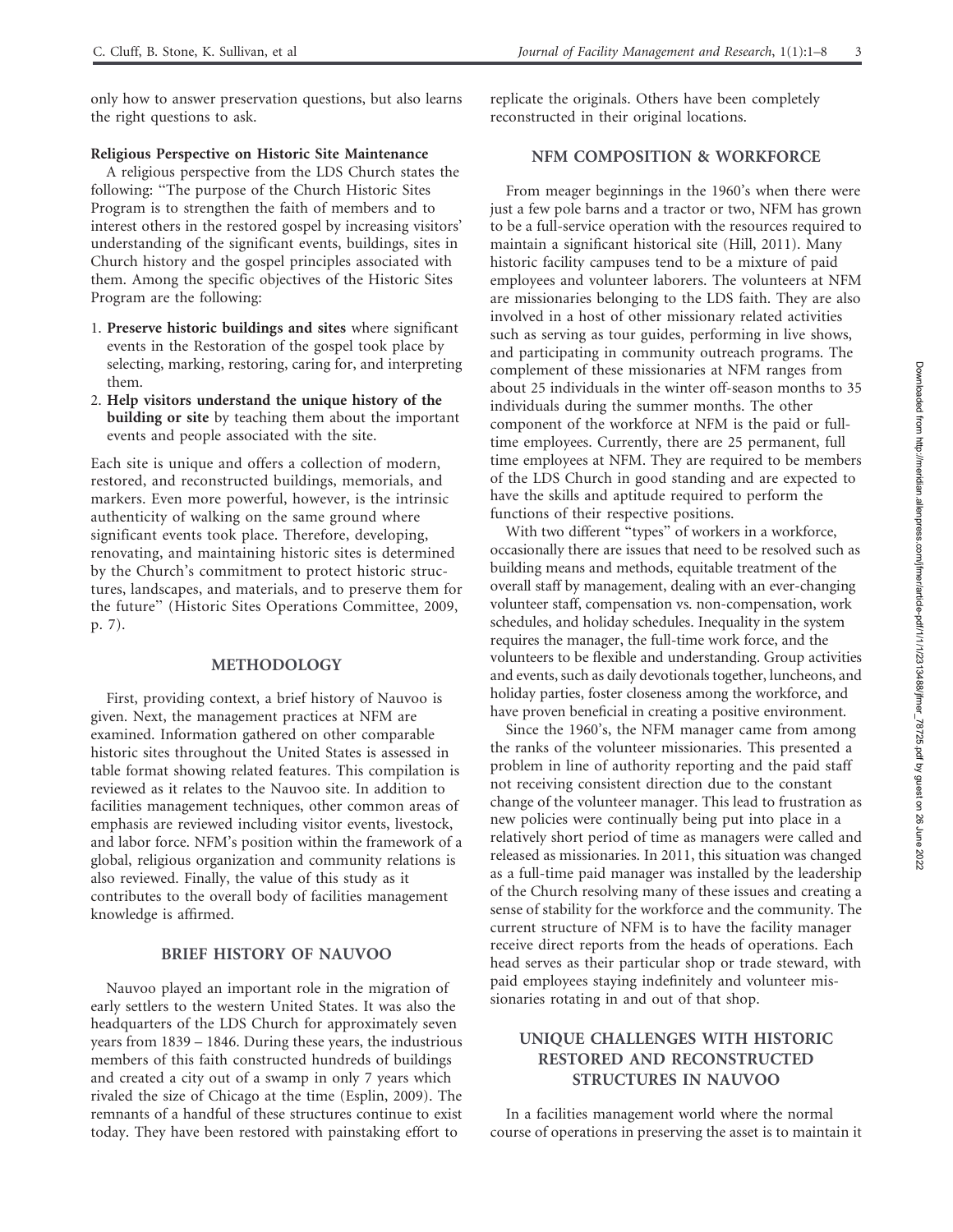only how to answer preservation questions, but also learns the right questions to ask.

**Religious Perspective on Historic Site Maintenance**

A religious perspective from the LDS Church states the following: "The purpose of the Church Historic Sites Program is to strengthen the faith of members and to interest others in the restored gospel by increasing visitors' understanding of the significant events, buildings, sites in Church history and the gospel principles associated with them. Among the specific objectives of the Historic Sites Program are the following:

1. **Preserve historic buildings and sites** where significant events in the Restoration of the gospel took place by selecting, marking, restoring, caring for, and interpreting them.
2. **Help visitors understand the unique history of the building or site** by teaching them about the important events and people associated with the site.

Each site is unique and offers a collection of modern, restored, and reconstructed buildings, memorials, and markers. Even more powerful, however, is the intrinsic authenticity of walking on the same ground where significant events took place. Therefore, developing, renovating, and maintaining historic sites is determined by the Church's commitment to protect historic structures, landscapes, and materials, and to preserve them for the future" (Historic Sites Operations Committee, 2009, p. 7).

## METHODOLOGY

First, providing context, a brief history of Nauvoo is given. Next, the management practices at NFM are examined. Information gathered on other comparable historic sites throughout the United States is assessed in table format showing related features. This compilation is reviewed as it relates to the Nauvoo site. In addition to facilities management techniques, other common areas of emphasis are reviewed including visitor events, livestock, and labor force. NFM's position within the framework of a global, religious organization and community relations is also reviewed. Finally, the value of this study as it contributes to the overall body of facilities management knowledge is affirmed.

## BRIEF HISTORY OF NAUVOO

Nauvoo played an important role in the migration of early settlers to the western United States. It was also the headquarters of the LDS Church for approximately seven years from 1839 – 1846. During these years, the industrious members of this faith constructed hundreds of buildings and created a city out of a swamp in only 7 years which rivaled the size of Chicago at the time (Esplin, 2009). The remnants of a handful of these structures continue to exist today. They have been restored with painstaking effort to replicate the originals. Others have been completely reconstructed in their original locations.

## NFM COMPOSITION & WORKFORCE

From meager beginnings in the 1960's when there were just a few pole barns and a tractor or two, NFM has grown to be a full-service operation with the resources required to maintain a significant historical site (Hill, 2011). Many historic facility campuses tend to be a mixture of paid employees and volunteer laborers. The volunteers at NFM are missionaries belonging to the LDS faith. They are also involved in a host of other missionary related activities such as serving as tour guides, performing in live shows, and participating in community outreach programs. The complement of these missionaries at NFM ranges from about 25 individuals in the winter off-season months to 35 individuals during the summer months. The other component of the workforce at NFM is the paid or full-time employees. Currently, there are 25 permanent, full time employees at NFM. They are required to be members of the LDS Church in good standing and are expected to have the skills and aptitude required to perform the functions of their respective positions.

With two different "types" of workers in a workforce, occasionally there are issues that need to be resolved such as building means and methods, equitable treatment of the overall staff by management, dealing with an ever-changing volunteer staff, compensation vs. non-compensation, work schedules, and holiday schedules. Inequality in the system requires the manager, the full-time work force, and the volunteers to be flexible and understanding. Group activities and events, such as daily devotionals together, luncheons, and holiday parties, foster closeness among the workforce, and have proven beneficial in creating a positive environment.

Since the 1960's, the NFM manager came from among the ranks of the volunteer missionaries. This presented a problem in line of authority reporting and the paid staff not receiving consistent direction due to the constant change of the volunteer manager. This lead to frustration as new policies were continually being put into place in a relatively short period of time as managers were called and released as missionaries. In 2011, this situation was changed as a full-time paid manager was installed by the leadership of the Church resolving many of these issues and creating a sense of stability for the workforce and the community. The current structure of NFM is to have the facility manager receive direct reports from the heads of operations. Each head serves as their particular shop or trade steward, with paid employees staying indefinitely and volunteer missionaries rotating in and out of that shop.

## UNIQUE CHALLENGES WITH HISTORIC RESTORED AND RECONSTRUCTED STRUCTURES IN NAUVOO

In a facilities management world where the normal course of operations in preserving the asset is to maintain it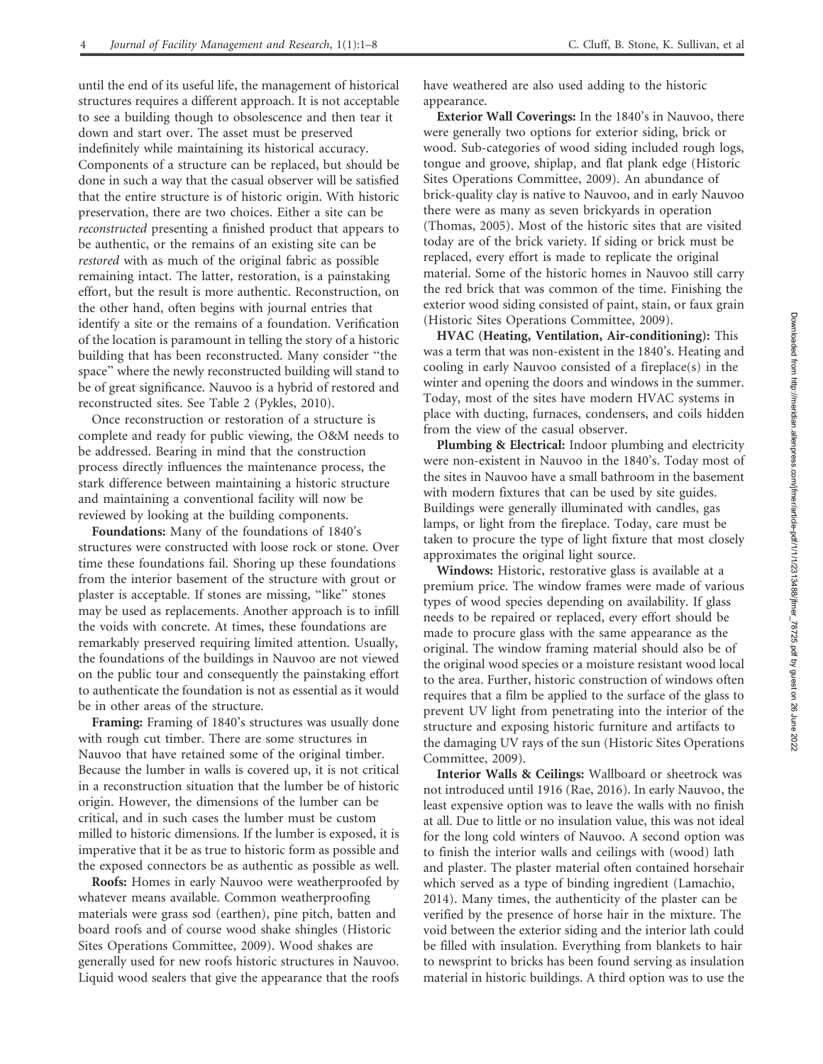until the end of its useful life, the management of historical structures requires a different approach. It is not acceptable to see a building though to obsolescence and then tear it down and start over. The asset must be preserved indefinitely while maintaining its historical accuracy. Components of a structure can be replaced, but should be done in such a way that the casual observer will be satisfied that the entire structure is of historic origin. With historic preservation, there are two choices. Either a site can be *reconstructed* presenting a finished product that appears to be authentic, or the remains of an existing site can be *restored* with as much of the original fabric as possible remaining intact. The latter, restoration, is a painstaking effort, but the result is more authentic. Reconstruction, on the other hand, often begins with journal entries that identify a site or the remains of a foundation. Verification of the location is paramount in telling the story of a historic building that has been reconstructed. Many consider "the space" where the newly reconstructed building will stand to be of great significance. Nauvoo is a hybrid of restored and reconstructed sites. See Table 2 (Pykles, 2010).

Once reconstruction or restoration of a structure is complete and ready for public viewing, the O&M needs to be addressed. Bearing in mind that the construction process directly influences the maintenance process, the stark difference between maintaining a historic structure and maintaining a conventional facility will now be reviewed by looking at the building components.

**Foundations:** Many of the foundations of 1840's structures were constructed with loose rock or stone. Over time these foundations fail. Shoring up these foundations from the interior basement of the structure with grout or plaster is acceptable. If stones are missing, "like" stones may be used as replacements. Another approach is to infill the voids with concrete. At times, these foundations are remarkably preserved requiring limited attention. Usually, the foundations of the buildings in Nauvoo are not viewed on the public tour and consequently the painstaking effort to authenticate the foundation is not as essential as it would be in other areas of the structure.

**Framing:** Framing of 1840's structures was usually done with rough cut timber. There are some structures in Nauvoo that have retained some of the original timber. Because the lumber in walls is covered up, it is not critical in a reconstruction situation that the lumber be of historic origin. However, the dimensions of the lumber can be critical, and in such cases the lumber must be custom milled to historic dimensions. If the lumber is exposed, it is imperative that it be as true to historic form as possible and the exposed connectors be as authentic as possible as well.

**Roofs:** Homes in early Nauvoo were weatherproofed by whatever means available. Common weatherproofing materials were grass sod (earthen), pine pitch, batten and board roofs and of course wood shake shingles (Historic Sites Operations Committee, 2009). Wood shakes are generally used for new roofs historic structures in Nauvoo. Liquid wood sealers that give the appearance that the roofs have weathered are also used adding to the historic appearance.

**Exterior Wall Coverings:** In the 1840's in Nauvoo, there were generally two options for exterior siding, brick or wood. Sub-categories of wood siding included rough logs, tongue and groove, shiplap, and flat plank edge (Historic Sites Operations Committee, 2009). An abundance of brick-quality clay is native to Nauvoo, and in early Nauvoo there were as many as seven brickyards in operation (Thomas, 2005). Most of the historic sites that are visited today are of the brick variety. If siding or brick must be replaced, every effort is made to replicate the original material. Some of the historic homes in Nauvoo still carry the red brick that was common of the time. Finishing the exterior wood siding consisted of paint, stain, or faux grain (Historic Sites Operations Committee, 2009).

**HVAC (Heating, Ventilation, Air-conditioning):** This was a term that was non-existent in the 1840's. Heating and cooling in early Nauvoo consisted of a fireplace(s) in the winter and opening the doors and windows in the summer. Today, most of the sites have modern HVAC systems in place with ducting, furnaces, condensers, and coils hidden from the view of the casual observer.

**Plumbing & Electrical:** Indoor plumbing and electricity were non-existent in Nauvoo in the 1840's. Today most of the sites in Nauvoo have a small bathroom in the basement with modern fixtures that can be used by site guides. Buildings were generally illuminated with candles, gas lamps, or light from the fireplace. Today, care must be taken to procure the type of light fixture that most closely approximates the original light source.

**Windows:** Historic, restorative glass is available at a premium price. The window frames were made of various types of wood species depending on availability. If glass needs to be repaired or replaced, every effort should be made to procure glass with the same appearance as the original. The window framing material should also be of the original wood species or a moisture resistant wood local to the area. Further, historic construction of windows often requires that a film be applied to the surface of the glass to prevent UV light from penetrating into the interior of the structure and exposing historic furniture and artifacts to the damaging UV rays of the sun (Historic Sites Operations Committee, 2009).

**Interior Walls & Ceilings:** Wallboard or sheetrock was not introduced until 1916 (Rae, 2016). In early Nauvoo, the least expensive option was to leave the walls with no finish at all. Due to little or no insulation value, this was not ideal for the long cold winters of Nauvoo. A second option was to finish the interior walls and ceilings with (wood) lath and plaster. The plaster material often contained horsehair which served as a type of binding ingredient (Lamachio, 2014). Many times, the authenticity of the plaster can be verified by the presence of horse hair in the mixture. The void between the exterior siding and the interior lath could be filled with insulation. Everything from blankets to hair to newsprint to bricks has been found serving as insulation material in historic buildings. A third option was to use the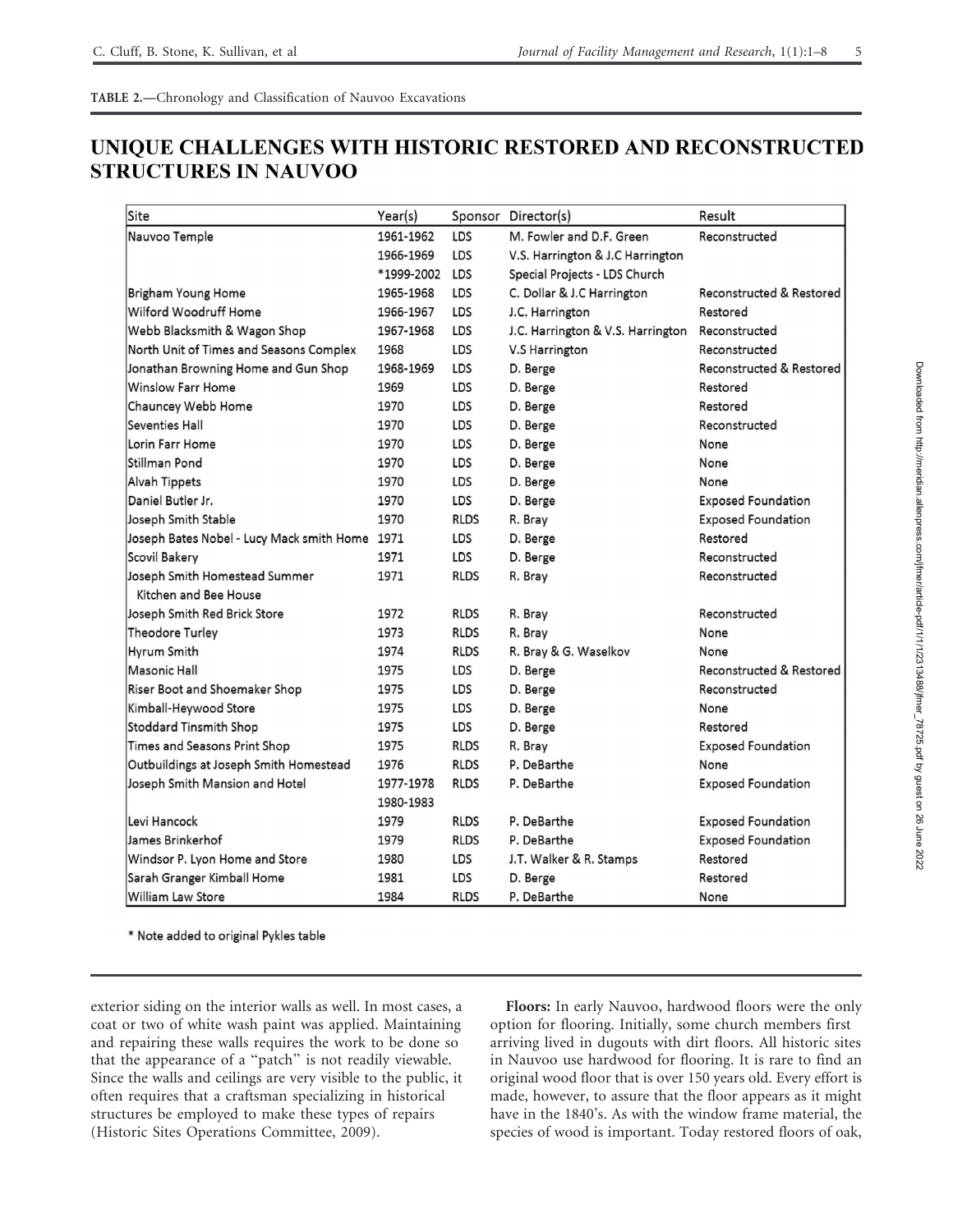**TABLE 2.**—Chronology and Classification of Nauvoo Excavations

## UNIQUE CHALLENGES WITH HISTORIC RESTORED AND RECONSTRUCTED STRUCTURES IN NAUVOO

| Site | Year(s) | Sponsor | Director(s) | Result |
|---|---|---|---|---|
| Nauvoo Temple | 1961-1962 | LDS | M. Fowler and D.F. Green | Reconstructed |
| | 1966-1969 | LDS | V.S. Harrington & J.C Harrington | |
| | *1999-2002 | LDS | Special Projects - LDS Church | |
| Brigham Young Home | 1965-1968 | LDS | C. Dollar & J.C Harrington | Reconstructed & Restored |
| Wilford Woodruff Home | 1966-1967 | LDS | J.C. Harrington | Restored |
| Webb Blacksmith & Wagon Shop | 1967-1968 | LDS | J.C. Harrington & V.S. Harrington | Reconstructed |
| North Unit of Times and Seasons Complex | 1968 | LDS | V.S Harrington | Reconstructed |
| Jonathan Browning Home and Gun Shop | 1968-1969 | LDS | D. Berge | Reconstructed & Restored |
| Winslow Farr Home | 1969 | LDS | D. Berge | Restored |
| Chauncey Webb Home | 1970 | LDS | D. Berge | Restored |
| Seventies Hall | 1970 | LDS | D. Berge | Reconstructed |
| Lorin Farr Home | 1970 | LDS | D. Berge | None |
| Stillman Pond | 1970 | LDS | D. Berge | None |
| Alvah Tippets | 1970 | LDS | D. Berge | None |
| Daniel Butler Jr. | 1970 | LDS | D. Berge | Exposed Foundation |
| Joseph Smith Stable | 1970 | RLDS | R. Bray | Exposed Foundation |
| Joseph Bates Nobel - Lucy Mack smith Home | 1971 | LDS | D. Berge | Restored |
| Scovil Bakery | 1971 | LDS | D. Berge | Reconstructed |
| Joseph Smith Homestead Summer Kitchen and Bee House | 1971 | RLDS | R. Bray | Reconstructed |
| Joseph Smith Red Brick Store | 1972 | RLDS | R. Bray | Reconstructed |
| Theodore Turley | 1973 | RLDS | R. Bray | None |
| Hyrum Smith | 1974 | RLDS | R. Bray & G. Waselkov | None |
| Masonic Hall | 1975 | LDS | D. Berge | Reconstructed & Restored |
| Riser Boot and Shoemaker Shop | 1975 | LDS | D. Berge | Reconstructed |
| Kimball-Heywood Store | 1975 | LDS | D. Berge | None |
| Stoddard Tinsmith Shop | 1975 | LDS | D. Berge | Restored |
| Times and Seasons Print Shop | 1975 | RLDS | R. Bray | Exposed Foundation |
| Outbuildings at Joseph Smith Homestead | 1976 | RLDS | P. DeBarthe | None |
| Joseph Smith Mansion and Hotel | 1977-1978 | RLDS | P. DeBarthe | Exposed Foundation |
| | 1980-1983 | | | |
| Levi Hancock | 1979 | RLDS | P. DeBarthe | Exposed Foundation |
| James Brinkerhof | 1979 | RLDS | P. DeBarthe | Exposed Foundation |
| Windsor P. Lyon Home and Store | 1980 | LDS | J.T. Walker & R. Stamps | Restored |
| Sarah Granger Kimball Home | 1981 | LDS | D. Berge | Restored |
| William Law Store | 1984 | RLDS | P. DeBarthe | None |

* Note added to original Pykles table

exterior siding on the interior walls as well. In most cases, a coat or two of white wash paint was applied. Maintaining and repairing these walls requires the work to be done so that the appearance of a "patch" is not readily viewable. Since the walls and ceilings are very visible to the public, it often requires that a craftsman specializing in historical structures be employed to make these types of repairs (Historic Sites Operations Committee, 2009).

**Floors:** In early Nauvoo, hardwood floors were the only option for flooring. Initially, some church members first arriving lived in dugouts with dirt floors. All historic sites in Nauvoo use hardwood for flooring. It is rare to find an original wood floor that is over 150 years old. Every effort is made, however, to assure that the floor appears as it might have in the 1840's. As with the window frame material, the species of wood is important. Today restored floors of oak,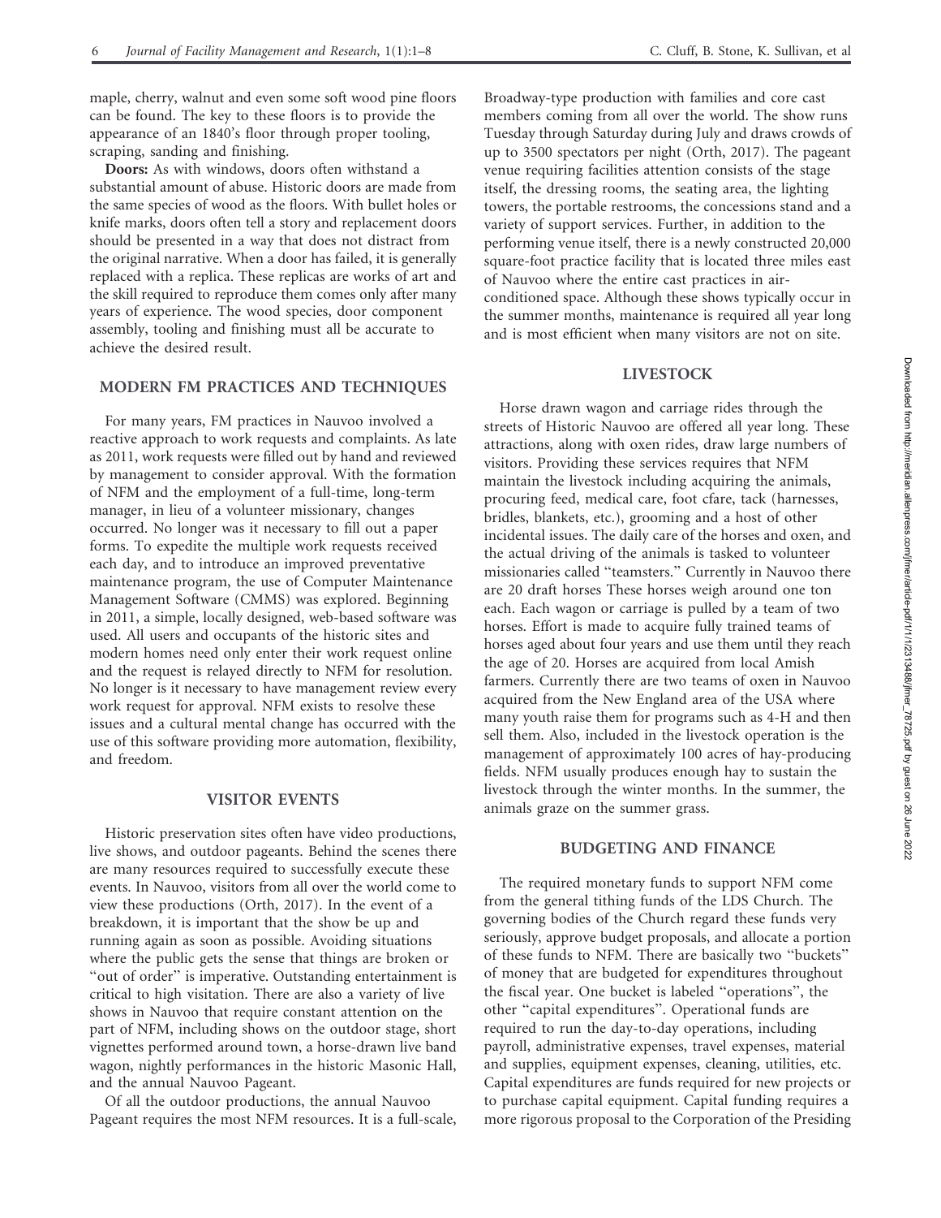maple, cherry, walnut and even some soft wood pine floors can be found. The key to these floors is to provide the appearance of an 1840's floor through proper tooling, scraping, sanding and finishing.

**Doors:** As with windows, doors often withstand a substantial amount of abuse. Historic doors are made from the same species of wood as the floors. With bullet holes or knife marks, doors often tell a story and replacement doors should be presented in a way that does not distract from the original narrative. When a door has failed, it is generally replaced with a replica. These replicas are works of art and the skill required to reproduce them comes only after many years of experience. The wood species, door component assembly, tooling and finishing must all be accurate to achieve the desired result.

## MODERN FM PRACTICES AND TECHNIQUES

For many years, FM practices in Nauvoo involved a reactive approach to work requests and complaints. As late as 2011, work requests were filled out by hand and reviewed by management to consider approval. With the formation of NFM and the employment of a full-time, long-term manager, in lieu of a volunteer missionary, changes occurred. No longer was it necessary to fill out a paper forms. To expedite the multiple work requests received each day, and to introduce an improved preventative maintenance program, the use of Computer Maintenance Management Software (CMMS) was explored. Beginning in 2011, a simple, locally designed, web-based software was used. All users and occupants of the historic sites and modern homes need only enter their work request online and the request is relayed directly to NFM for resolution. No longer is it necessary to have management review every work request for approval. NFM exists to resolve these issues and a cultural mental change has occurred with the use of this software providing more automation, flexibility, and freedom.

## VISITOR EVENTS

Historic preservation sites often have video productions, live shows, and outdoor pageants. Behind the scenes there are many resources required to successfully execute these events. In Nauvoo, visitors from all over the world come to view these productions (Orth, 2017). In the event of a breakdown, it is important that the show be up and running again as soon as possible. Avoiding situations where the public gets the sense that things are broken or "out of order" is imperative. Outstanding entertainment is critical to high visitation. There are also a variety of live shows in Nauvoo that require constant attention on the part of NFM, including shows on the outdoor stage, short vignettes performed around town, a horse-drawn live band wagon, nightly performances in the historic Masonic Hall, and the annual Nauvoo Pageant.

Of all the outdoor productions, the annual Nauvoo Pageant requires the most NFM resources. It is a full-scale, Broadway-type production with families and core cast members coming from all over the world. The show runs Tuesday through Saturday during July and draws crowds of up to 3500 spectators per night (Orth, 2017). The pageant venue requiring facilities attention consists of the stage itself, the dressing rooms, the seating area, the lighting towers, the portable restrooms, the concessions stand and a variety of support services. Further, in addition to the performing venue itself, there is a newly constructed 20,000 square-foot practice facility that is located three miles east of Nauvoo where the entire cast practices in air-conditioned space. Although these shows typically occur in the summer months, maintenance is required all year long and is most efficient when many visitors are not on site.

## LIVESTOCK

Horse drawn wagon and carriage rides through the streets of Historic Nauvoo are offered all year long. These attractions, along with oxen rides, draw large numbers of visitors. Providing these services requires that NFM maintain the livestock including acquiring the animals, procuring feed, medical care, foot cfare, tack (harnesses, bridles, blankets, etc.), grooming and a host of other incidental issues. The daily care of the horses and oxen, and the actual driving of the animals is tasked to volunteer missionaries called "teamsters." Currently in Nauvoo there are 20 draft horses These horses weigh around one ton each. Each wagon or carriage is pulled by a team of two horses. Effort is made to acquire fully trained teams of horses aged about four years and use them until they reach the age of 20. Horses are acquired from local Amish farmers. Currently there are two teams of oxen in Nauvoo acquired from the New England area of the USA where many youth raise them for programs such as 4-H and then sell them. Also, included in the livestock operation is the management of approximately 100 acres of hay-producing fields. NFM usually produces enough hay to sustain the livestock through the winter months. In the summer, the animals graze on the summer grass.

## BUDGETING AND FINANCE

The required monetary funds to support NFM come from the general tithing funds of the LDS Church. The governing bodies of the Church regard these funds very seriously, approve budget proposals, and allocate a portion of these funds to NFM. There are basically two "buckets" of money that are budgeted for expenditures throughout the fiscal year. One bucket is labeled "operations", the other "capital expenditures". Operational funds are required to run the day-to-day operations, including payroll, administrative expenses, travel expenses, material and supplies, equipment expenses, cleaning, utilities, etc. Capital expenditures are funds required for new projects or to purchase capital equipment. Capital funding requires a more rigorous proposal to the Corporation of the Presiding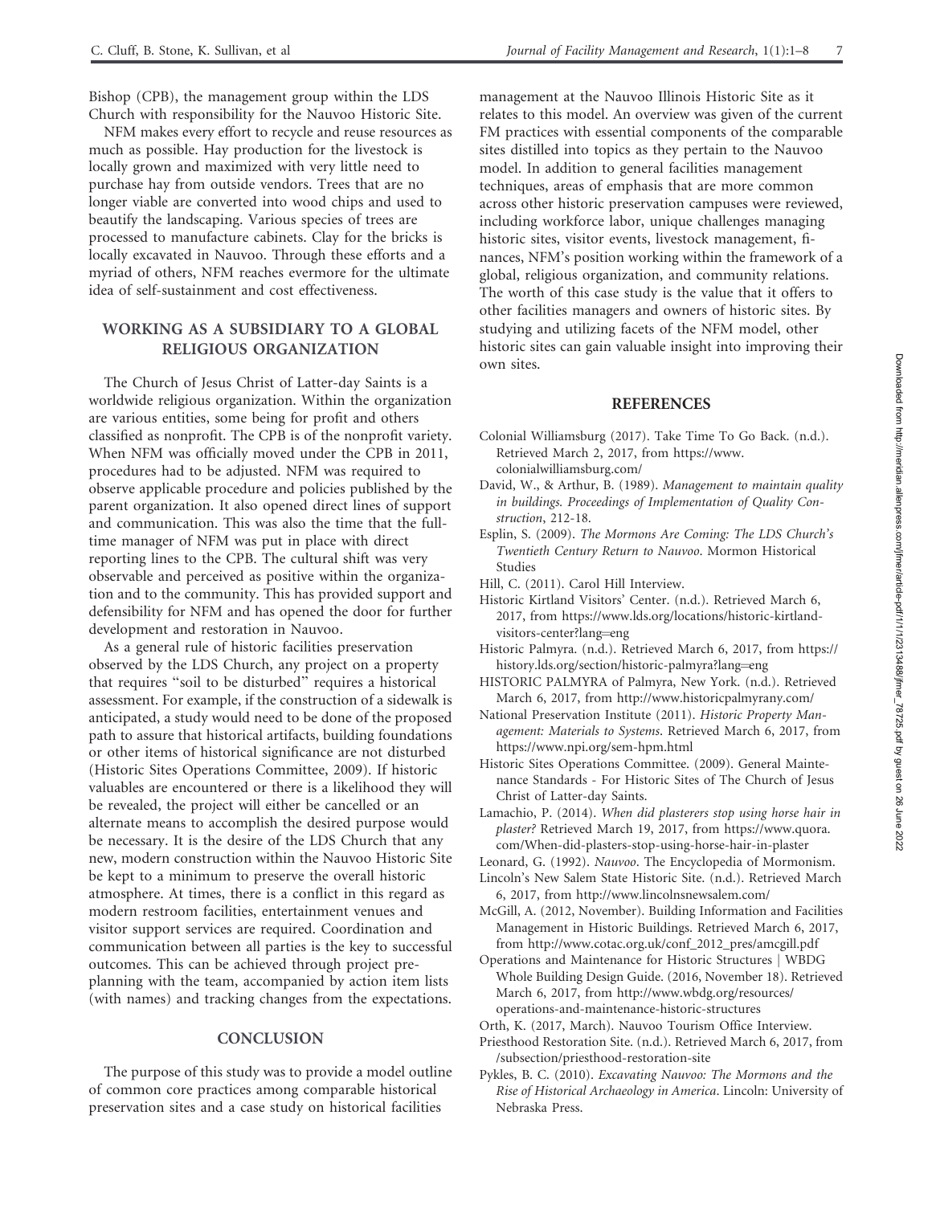Bishop (CPB), the management group within the LDS Church with responsibility for the Nauvoo Historic Site.

NFM makes every effort to recycle and reuse resources as much as possible. Hay production for the livestock is locally grown and maximized with very little need to purchase hay from outside vendors. Trees that are no longer viable are converted into wood chips and used to beautify the landscaping. Various species of trees are processed to manufacture cabinets. Clay for the bricks is locally excavated in Nauvoo. Through these efforts and a myriad of others, NFM reaches evermore for the ultimate idea of self-sustainment and cost effectiveness.

## WORKING AS A SUBSIDIARY TO A GLOBAL RELIGIOUS ORGANIZATION

The Church of Jesus Christ of Latter-day Saints is a worldwide religious organization. Within the organization are various entities, some being for profit and others classified as nonprofit. The CPB is of the nonprofit variety. When NFM was officially moved under the CPB in 2011, procedures had to be adjusted. NFM was required to observe applicable procedure and policies published by the parent organization. It also opened direct lines of support and communication. This was also the time that the full-time manager of NFM was put in place with direct reporting lines to the CPB. The cultural shift was very observable and perceived as positive within the organization and to the community. This has provided support and defensibility for NFM and has opened the door for further development and restoration in Nauvoo.

As a general rule of historic facilities preservation observed by the LDS Church, any project on a property that requires "soil to be disturbed" requires a historical assessment. For example, if the construction of a sidewalk is anticipated, a study would need to be done of the proposed path to assure that historical artifacts, building foundations or other items of historical significance are not disturbed (Historic Sites Operations Committee, 2009). If historic valuables are encountered or there is a likelihood they will be revealed, the project will either be cancelled or an alternate means to accomplish the desired purpose would be necessary. It is the desire of the LDS Church that any new, modern construction within the Nauvoo Historic Site be kept to a minimum to preserve the overall historic atmosphere. At times, there is a conflict in this regard as modern restroom facilities, entertainment venues and visitor support services are required. Coordination and communication between all parties is the key to successful outcomes. This can be achieved through project pre-planning with the team, accompanied by action item lists (with names) and tracking changes from the expectations.

## CONCLUSION

The purpose of this study was to provide a model outline of common core practices among comparable historical preservation sites and a case study on historical facilities management at the Nauvoo Illinois Historic Site as it relates to this model. An overview was given of the current FM practices with essential components of the comparable sites distilled into topics as they pertain to the Nauvoo model. In addition to general facilities management techniques, areas of emphasis that are more common across other historic preservation campuses were reviewed, including workforce labor, unique challenges managing historic sites, visitor events, livestock management, finances, NFM's position working within the framework of a global, religious organization, and community relations. The worth of this case study is the value that it offers to other facilities managers and owners of historic sites. By studying and utilizing facets of the NFM model, other historic sites can gain valuable insight into improving their own sites.

## REFERENCES

Colonial Williamsburg (2017). Take Time To Go Back. (n.d.). Retrieved March 2, 2017, from https://www.colonialwilliamsburg.com/

David, W., & Arthur, B. (1989). *Management to maintain quality in buildings. Proceedings of Implementation of Quality Construction*, 212-18.

Esplin, S. (2009). *The Mormons Are Coming: The LDS Church's Twentieth Century Return to Nauvoo*. Mormon Historical Studies

Hill, C. (2011). Carol Hill Interview.

Historic Kirtland Visitors' Center. (n.d.). Retrieved March 6, 2017, from https://www.lds.org/locations/historic-kirtland-visitors-center?lang=eng

Historic Palmyra. (n.d.). Retrieved March 6, 2017, from https://history.lds.org/section/historic-palmyra?lang=eng

HISTORIC PALMYRA of Palmyra, New York. (n.d.). Retrieved March 6, 2017, from http://www.historicpalmyrany.com/

National Preservation Institute (2011). *Historic Property Management: Materials to Systems*. Retrieved March 6, 2017, from https://www.npi.org/sem-hpm.html

Historic Sites Operations Committee. (2009). General Maintenance Standards - For Historic Sites of The Church of Jesus Christ of Latter-day Saints.

Lamachio, P. (2014). *When did plasterers stop using horse hair in plaster?* Retrieved March 19, 2017, from https://www.quora.com/When-did-plasters-stop-using-horse-hair-in-plaster

Leonard, G. (1992). *Nauvoo*. The Encyclopedia of Mormonism.

Lincoln's New Salem State Historic Site. (n.d.). Retrieved March 6, 2017, from http://www.lincolnsnewsalem.com/

McGill, A. (2012, November). Building Information and Facilities Management in Historic Buildings. Retrieved March 6, 2017, from http://www.cotac.org.uk/conf_2012_pres/amcgill.pdf

Operations and Maintenance for Historic Structures | WBDG Whole Building Design Guide. (2016, November 18). Retrieved March 6, 2017, from http://www.wbdg.org/resources/operations-and-maintenance-historic-structures

Orth, K. (2017, March). Nauvoo Tourism Office Interview.

Priesthood Restoration Site. (n.d.). Retrieved March 6, 2017, from /subsection/priesthood-restoration-site

Pykles, B. C. (2010). *Excavating Nauvoo: The Mormons and the Rise of Historical Archaeology in America*. Lincoln: University of Nebraska Press.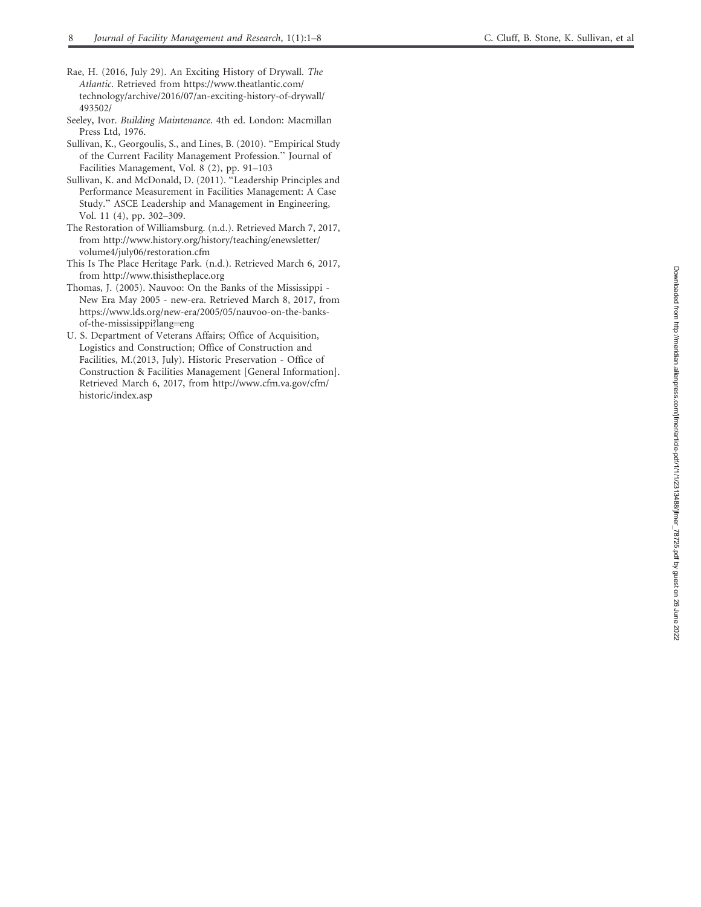Rae, H. (2016, July 29). An Exciting History of Drywall. *The Atlantic*. Retrieved from https://www.theatlantic.com/technology/archive/2016/07/an-exciting-history-of-drywall/493502/

Seeley, Ivor. *Building Maintenance*. 4th ed. London: Macmillan Press Ltd, 1976.

Sullivan, K., Georgoulis, S., and Lines, B. (2010). "Empirical Study of the Current Facility Management Profession." Journal of Facilities Management, Vol. 8 (2), pp. 91–103

Sullivan, K. and McDonald, D. (2011). "Leadership Principles and Performance Measurement in Facilities Management: A Case Study." ASCE Leadership and Management in Engineering, Vol. 11 (4), pp. 302–309.

The Restoration of Williamsburg. (n.d.). Retrieved March 7, 2017, from http://www.history.org/history/teaching/enewsletter/volume4/july06/restoration.cfm

This Is The Place Heritage Park. (n.d.). Retrieved March 6, 2017, from http://www.thisistheplace.org

Thomas, J. (2005). Nauvoo: On the Banks of the Mississippi - New Era May 2005 - new-era. Retrieved March 8, 2017, from https://www.lds.org/new-era/2005/05/nauvoo-on-the-banks-of-the-mississippi?lang=eng

U. S. Department of Veterans Affairs; Office of Acquisition, Logistics and Construction; Office of Construction and Facilities, M.(2013, July). Historic Preservation - Office of Construction & Facilities Management [General Information]. Retrieved March 6, 2017, from http://www.cfm.va.gov/cfm/historic/index.asp